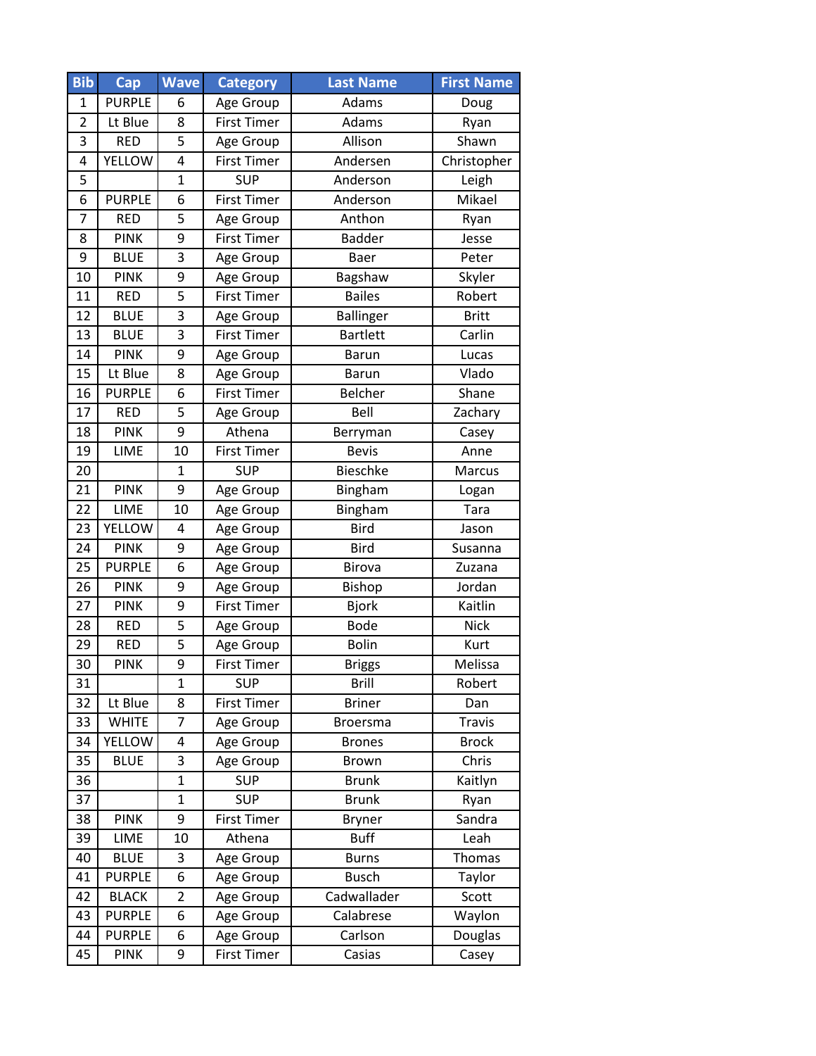| Bib | Cap | Wave | Category | Last Name | First Name |
| --- | --- | --- | --- | --- | --- |
| 1 | PURPLE | 6 | Age Group | Adams | Doug |
| 2 | Lt Blue | 8 | First Timer | Adams | Ryan |
| 3 | RED | 5 | Age Group | Allison | Shawn |
| 4 | YELLOW | 4 | First Timer | Andersen | Christopher |
| 5 | | 1 | SUP | Anderson | Leigh |
| 6 | PURPLE | 6 | First Timer | Anderson | Mikael |
| 7 | RED | 5 | Age Group | Anthon | Ryan |
| 8 | PINK | 9 | First Timer | Badder | Jesse |
| 9 | BLUE | 3 | Age Group | Baer | Peter |
| 10 | PINK | 9 | Age Group | Bagshaw | Skyler |
| 11 | RED | 5 | First Timer | Bailes | Robert |
| 12 | BLUE | 3 | Age Group | Ballinger | Britt |
| 13 | BLUE | 3 | First Timer | Bartlett | Carlin |
| 14 | PINK | 9 | Age Group | Barun | Lucas |
| 15 | Lt Blue | 8 | Age Group | Barun | Vlado |
| 16 | PURPLE | 6 | First Timer | Belcher | Shane |
| 17 | RED | 5 | Age Group | Bell | Zachary |
| 18 | PINK | 9 | Athena | Berryman | Casey |
| 19 | LIME | 10 | First Timer | Bevis | Anne |
| 20 | | 1 | SUP | Bieschke | Marcus |
| 21 | PINK | 9 | Age Group | Bingham | Logan |
| 22 | LIME | 10 | Age Group | Bingham | Tara |
| 23 | YELLOW | 4 | Age Group | Bird | Jason |
| 24 | PINK | 9 | Age Group | Bird | Susanna |
| 25 | PURPLE | 6 | Age Group | Birova | Zuzana |
| 26 | PINK | 9 | Age Group | Bishop | Jordan |
| 27 | PINK | 9 | First Timer | Bjork | Kaitlin |
| 28 | RED | 5 | Age Group | Bode | Nick |
| 29 | RED | 5 | Age Group | Bolin | Kurt |
| 30 | PINK | 9 | First Timer | Briggs | Melissa |
| 31 | | 1 | SUP | Brill | Robert |
| 32 | Lt Blue | 8 | First Timer | Briner | Dan |
| 33 | WHITE | 7 | Age Group | Broersma | Travis |
| 34 | YELLOW | 4 | Age Group | Brones | Brock |
| 35 | BLUE | 3 | Age Group | Brown | Chris |
| 36 | | 1 | SUP | Brunk | Kaitlyn |
| 37 | | 1 | SUP | Brunk | Ryan |
| 38 | PINK | 9 | First Timer | Bryner | Sandra |
| 39 | LIME | 10 | Athena | Buff | Leah |
| 40 | BLUE | 3 | Age Group | Burns | Thomas |
| 41 | PURPLE | 6 | Age Group | Busch | Taylor |
| 42 | BLACK | 2 | Age Group | Cadwallader | Scott |
| 43 | PURPLE | 6 | Age Group | Calabrese | Waylon |
| 44 | PURPLE | 6 | Age Group | Carlson | Douglas |
| 45 | PINK | 9 | First Timer | Casias | Casey |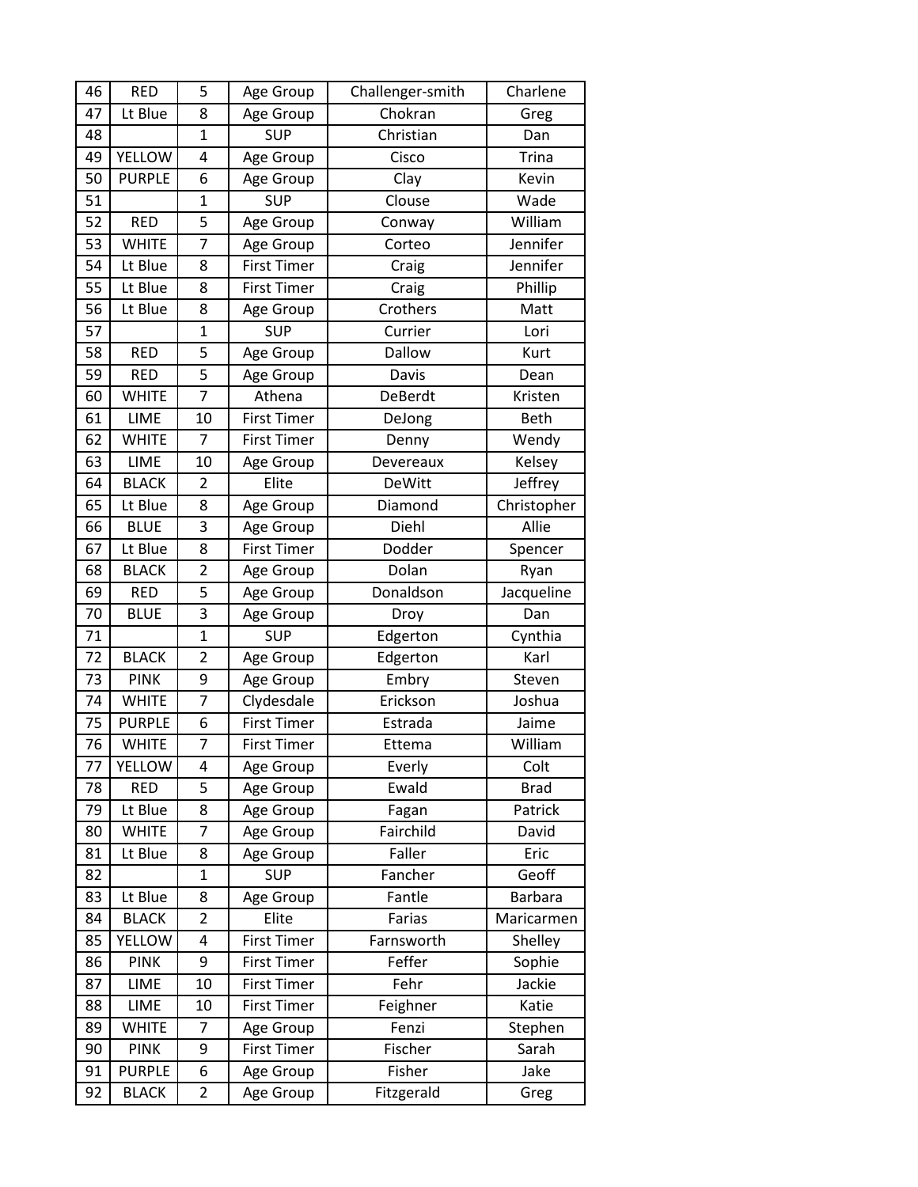| 46 | RED | 5 | Age Group | Challenger-smith | Charlene |
|---|---|---|---|---|---|
| 47 | Lt Blue | 8 | Age Group | Chokran | Greg |
| 48 | | 1 | SUP | Christian | Dan |
| 49 | YELLOW | 4 | Age Group | Cisco | Trina |
| 50 | PURPLE | 6 | Age Group | Clay | Kevin |
| 51 | | 1 | SUP | Clouse | Wade |
| 52 | RED | 5 | Age Group | Conway | William |
| 53 | WHITE | 7 | Age Group | Corteo | Jennifer |
| 54 | Lt Blue | 8 | First Timer | Craig | Jennifer |
| 55 | Lt Blue | 8 | First Timer | Craig | Phillip |
| 56 | Lt Blue | 8 | Age Group | Crothers | Matt |
| 57 | | 1 | SUP | Currier | Lori |
| 58 | RED | 5 | Age Group | Dallow | Kurt |
| 59 | RED | 5 | Age Group | Davis | Dean |
| 60 | WHITE | 7 | Athena | DeBerdt | Kristen |
| 61 | LIME | 10 | First Timer | DeJong | Beth |
| 62 | WHITE | 7 | First Timer | Denny | Wendy |
| 63 | LIME | 10 | Age Group | Devereaux | Kelsey |
| 64 | BLACK | 2 | Elite | DeWitt | Jeffrey |
| 65 | Lt Blue | 8 | Age Group | Diamond | Christopher |
| 66 | BLUE | 3 | Age Group | Diehl | Allie |
| 67 | Lt Blue | 8 | First Timer | Dodder | Spencer |
| 68 | BLACK | 2 | Age Group | Dolan | Ryan |
| 69 | RED | 5 | Age Group | Donaldson | Jacqueline |
| 70 | BLUE | 3 | Age Group | Droy | Dan |
| 71 | | 1 | SUP | Edgerton | Cynthia |
| 72 | BLACK | 2 | Age Group | Edgerton | Karl |
| 73 | PINK | 9 | Age Group | Embry | Steven |
| 74 | WHITE | 7 | Clydesdale | Erickson | Joshua |
| 75 | PURPLE | 6 | First Timer | Estrada | Jaime |
| 76 | WHITE | 7 | First Timer | Ettema | William |
| 77 | YELLOW | 4 | Age Group | Everly | Colt |
| 78 | RED | 5 | Age Group | Ewald | Brad |
| 79 | Lt Blue | 8 | Age Group | Fagan | Patrick |
| 80 | WHITE | 7 | Age Group | Fairchild | David |
| 81 | Lt Blue | 8 | Age Group | Faller | Eric |
| 82 | | 1 | SUP | Fancher | Geoff |
| 83 | Lt Blue | 8 | Age Group | Fantle | Barbara |
| 84 | BLACK | 2 | Elite | Farias | Maricarmen |
| 85 | YELLOW | 4 | First Timer | Farnsworth | Shelley |
| 86 | PINK | 9 | First Timer | Feffer | Sophie |
| 87 | LIME | 10 | First Timer | Fehr | Jackie |
| 88 | LIME | 10 | First Timer | Feighner | Katie |
| 89 | WHITE | 7 | Age Group | Fenzi | Stephen |
| 90 | PINK | 9 | First Timer | Fischer | Sarah |
| 91 | PURPLE | 6 | Age Group | Fisher | Jake |
| 92 | BLACK | 2 | Age Group | Fitzgerald | Greg |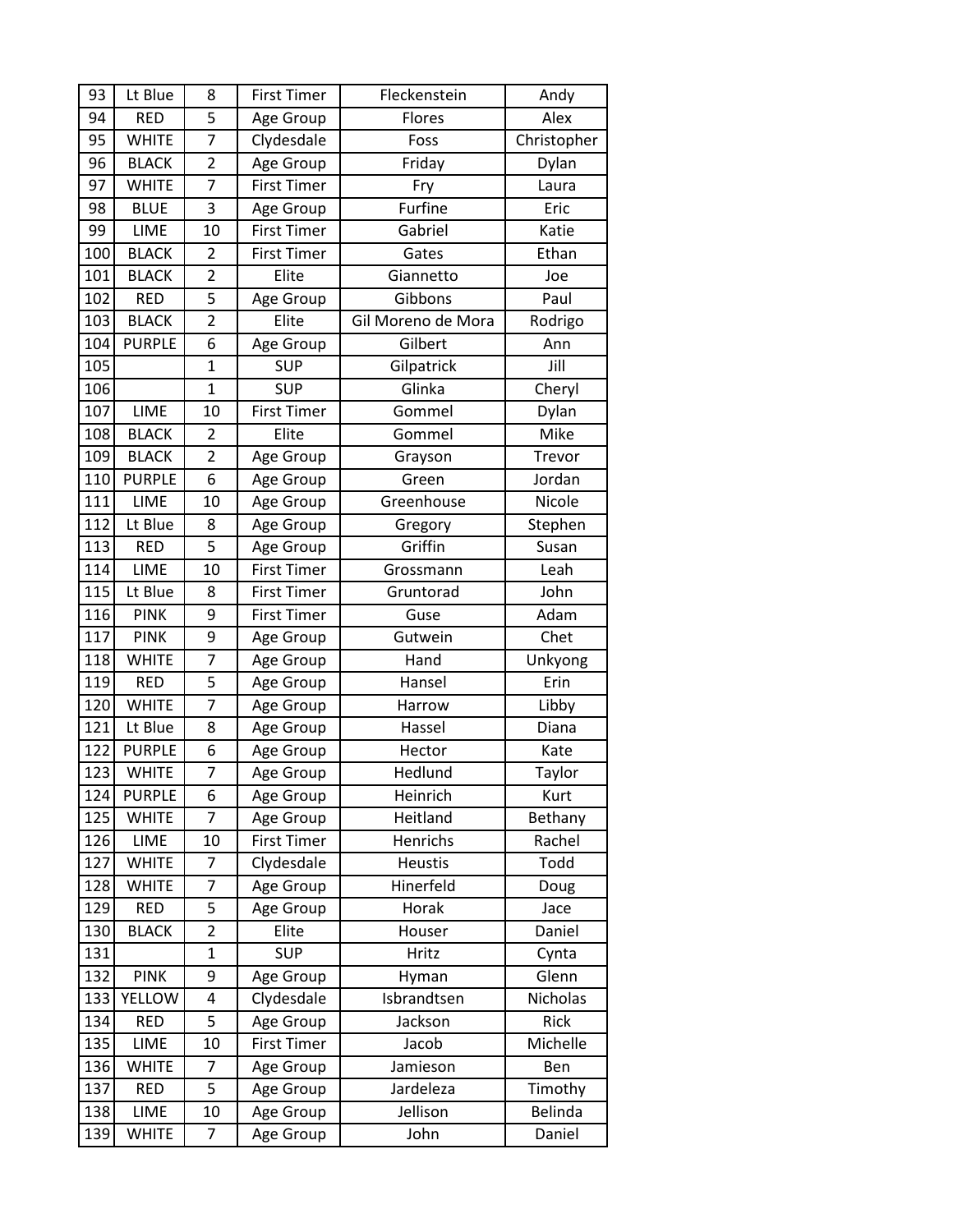| 93 | Lt Blue | 8 | First Timer | Fleckenstein | Andy |
|---|---|---|---|---|---|
| 94 | RED | 5 | Age Group | Flores | Alex |
| 95 | WHITE | 7 | Clydesdale | Foss | Christopher |
| 96 | BLACK | 2 | Age Group | Friday | Dylan |
| 97 | WHITE | 7 | First Timer | Fry | Laura |
| 98 | BLUE | 3 | Age Group | Furfine | Eric |
| 99 | LIME | 10 | First Timer | Gabriel | Katie |
| 100 | BLACK | 2 | First Timer | Gates | Ethan |
| 101 | BLACK | 2 | Elite | Giannetto | Joe |
| 102 | RED | 5 | Age Group | Gibbons | Paul |
| 103 | BLACK | 2 | Elite | Gil Moreno de Mora | Rodrigo |
| 104 | PURPLE | 6 | Age Group | Gilbert | Ann |
| 105 | | 1 | SUP | Gilpatrick | Jill |
| 106 | | 1 | SUP | Glinka | Cheryl |
| 107 | LIME | 10 | First Timer | Gommel | Dylan |
| 108 | BLACK | 2 | Elite | Gommel | Mike |
| 109 | BLACK | 2 | Age Group | Grayson | Trevor |
| 110 | PURPLE | 6 | Age Group | Green | Jordan |
| 111 | LIME | 10 | Age Group | Greenhouse | Nicole |
| 112 | Lt Blue | 8 | Age Group | Gregory | Stephen |
| 113 | RED | 5 | Age Group | Griffin | Susan |
| 114 | LIME | 10 | First Timer | Grossmann | Leah |
| 115 | Lt Blue | 8 | First Timer | Gruntorad | John |
| 116 | PINK | 9 | First Timer | Guse | Adam |
| 117 | PINK | 9 | Age Group | Gutwein | Chet |
| 118 | WHITE | 7 | Age Group | Hand | Unkyong |
| 119 | RED | 5 | Age Group | Hansel | Erin |
| 120 | WHITE | 7 | Age Group | Harrow | Libby |
| 121 | Lt Blue | 8 | Age Group | Hassel | Diana |
| 122 | PURPLE | 6 | Age Group | Hector | Kate |
| 123 | WHITE | 7 | Age Group | Hedlund | Taylor |
| 124 | PURPLE | 6 | Age Group | Heinrich | Kurt |
| 125 | WHITE | 7 | Age Group | Heitland | Bethany |
| 126 | LIME | 10 | First Timer | Henrichs | Rachel |
| 127 | WHITE | 7 | Clydesdale | Heustis | Todd |
| 128 | WHITE | 7 | Age Group | Hinerfeld | Doug |
| 129 | RED | 5 | Age Group | Horak | Jace |
| 130 | BLACK | 2 | Elite | Houser | Daniel |
| 131 | | 1 | SUP | Hritz | Cynta |
| 132 | PINK | 9 | Age Group | Hyman | Glenn |
| 133 | YELLOW | 4 | Clydesdale | Isbrandtsen | Nicholas |
| 134 | RED | 5 | Age Group | Jackson | Rick |
| 135 | LIME | 10 | First Timer | Jacob | Michelle |
| 136 | WHITE | 7 | Age Group | Jamieson | Ben |
| 137 | RED | 5 | Age Group | Jardeleza | Timothy |
| 138 | LIME | 10 | Age Group | Jellison | Belinda |
| 139 | WHITE | 7 | Age Group | John | Daniel |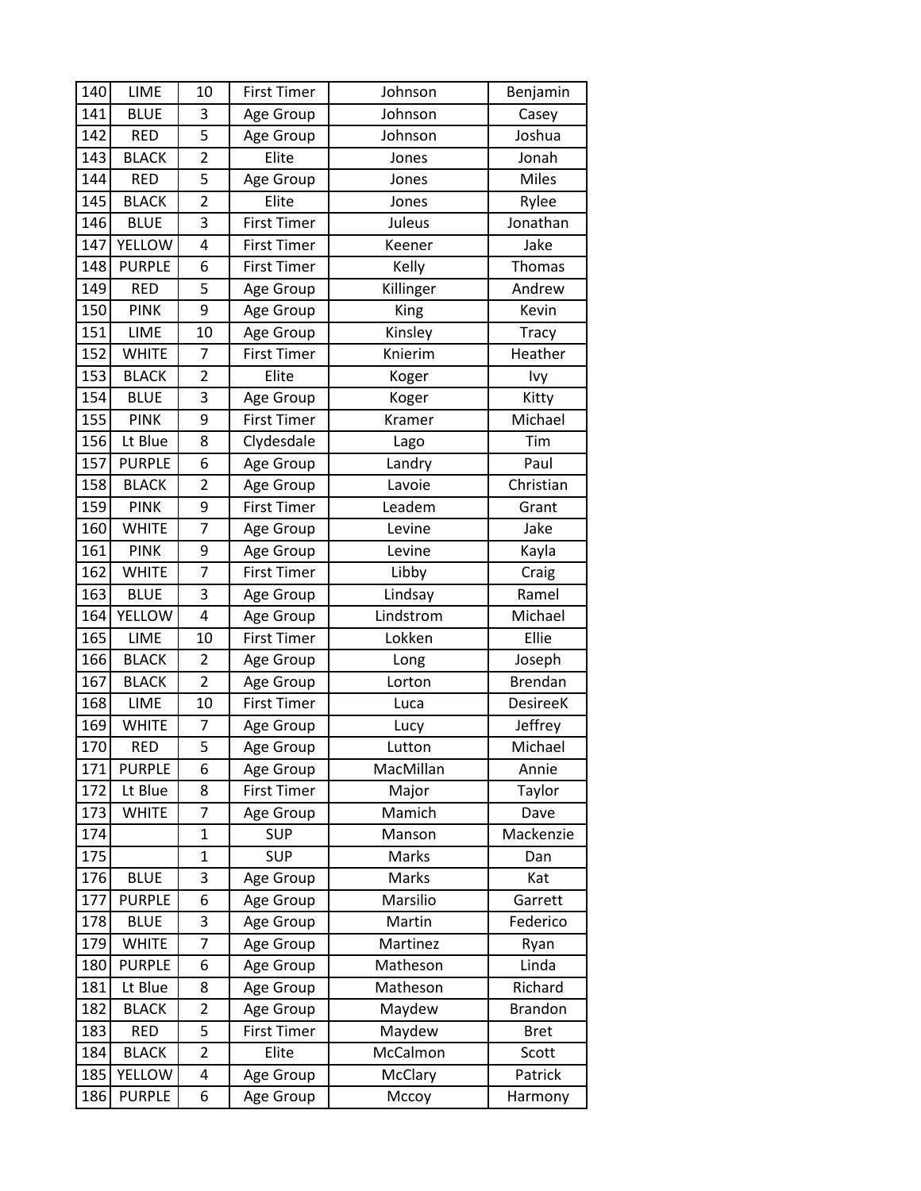| 140 | LIME | 10 | First Timer | Johnson | Benjamin |
|---|---|---|---|---|---|
| 141 | BLUE | 3 | Age Group | Johnson | Casey |
| 142 | RED | 5 | Age Group | Johnson | Joshua |
| 143 | BLACK | 2 | Elite | Jones | Jonah |
| 144 | RED | 5 | Age Group | Jones | Miles |
| 145 | BLACK | 2 | Elite | Jones | Rylee |
| 146 | BLUE | 3 | First Timer | Juleus | Jonathan |
| 147 | YELLOW | 4 | First Timer | Keener | Jake |
| 148 | PURPLE | 6 | First Timer | Kelly | Thomas |
| 149 | RED | 5 | Age Group | Killinger | Andrew |
| 150 | PINK | 9 | Age Group | King | Kevin |
| 151 | LIME | 10 | Age Group | Kinsley | Tracy |
| 152 | WHITE | 7 | First Timer | Knierim | Heather |
| 153 | BLACK | 2 | Elite | Koger | Ivy |
| 154 | BLUE | 3 | Age Group | Koger | Kitty |
| 155 | PINK | 9 | First Timer | Kramer | Michael |
| 156 | Lt Blue | 8 | Clydesdale | Lago | Tim |
| 157 | PURPLE | 6 | Age Group | Landry | Paul |
| 158 | BLACK | 2 | Age Group | Lavoie | Christian |
| 159 | PINK | 9 | First Timer | Leadem | Grant |
| 160 | WHITE | 7 | Age Group | Levine | Jake |
| 161 | PINK | 9 | Age Group | Levine | Kayla |
| 162 | WHITE | 7 | First Timer | Libby | Craig |
| 163 | BLUE | 3 | Age Group | Lindsay | Ramel |
| 164 | YELLOW | 4 | Age Group | Lindstrom | Michael |
| 165 | LIME | 10 | First Timer | Lokken | Ellie |
| 166 | BLACK | 2 | Age Group | Long | Joseph |
| 167 | BLACK | 2 | Age Group | Lorton | Brendan |
| 168 | LIME | 10 | First Timer | Luca | DesireeK |
| 169 | WHITE | 7 | Age Group | Lucy | Jeffrey |
| 170 | RED | 5 | Age Group | Lutton | Michael |
| 171 | PURPLE | 6 | Age Group | MacMillan | Annie |
| 172 | Lt Blue | 8 | First Timer | Major | Taylor |
| 173 | WHITE | 7 | Age Group | Mamich | Dave |
| 174 | | 1 | SUP | Manson | Mackenzie |
| 175 | | 1 | SUP | Marks | Dan |
| 176 | BLUE | 3 | Age Group | Marks | Kat |
| 177 | PURPLE | 6 | Age Group | Marsilio | Garrett |
| 178 | BLUE | 3 | Age Group | Martin | Federico |
| 179 | WHITE | 7 | Age Group | Martinez | Ryan |
| 180 | PURPLE | 6 | Age Group | Matheson | Linda |
| 181 | Lt Blue | 8 | Age Group | Matheson | Richard |
| 182 | BLACK | 2 | Age Group | Maydew | Brandon |
| 183 | RED | 5 | First Timer | Maydew | Bret |
| 184 | BLACK | 2 | Elite | McCalmon | Scott |
| 185 | YELLOW | 4 | Age Group | McClary | Patrick |
| 186 | PURPLE | 6 | Age Group | Mccoy | Harmony |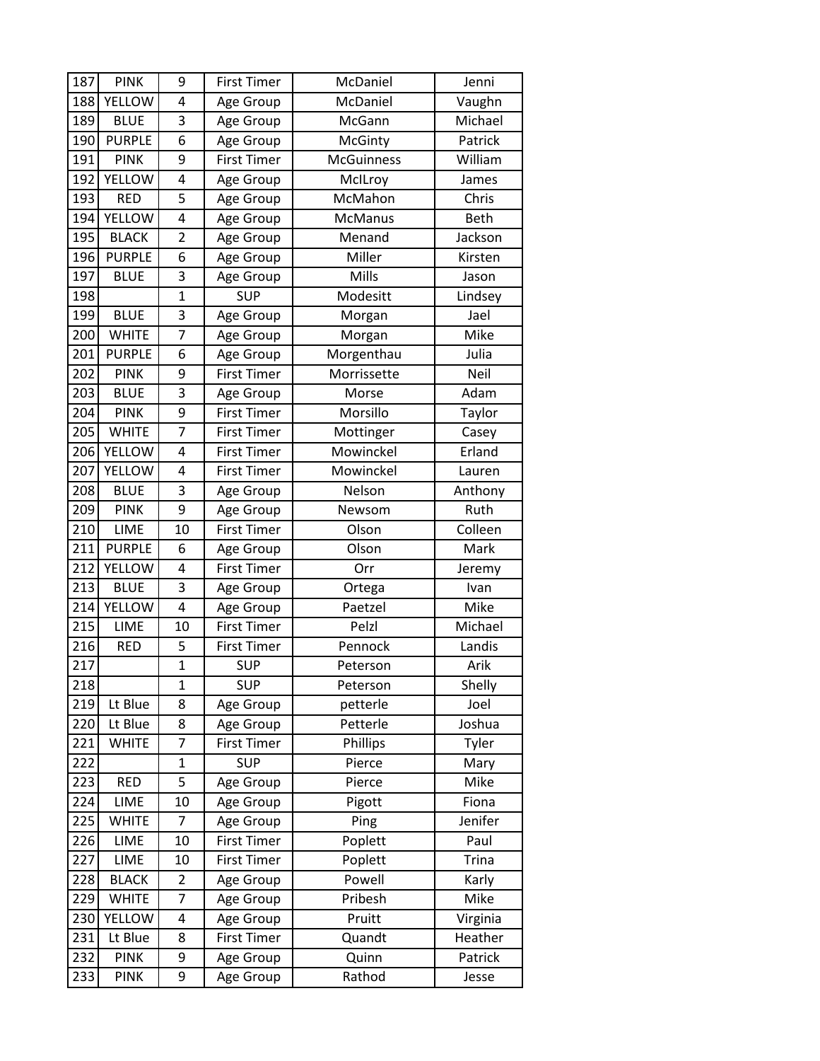| | | | | | |
|---|---|---|---|---|---|
| 187 | PINK | 9 | First Timer | McDaniel | Jenni |
| 188 | YELLOW | 4 | Age Group | McDaniel | Vaughn |
| 189 | BLUE | 3 | Age Group | McGann | Michael |
| 190 | PURPLE | 6 | Age Group | McGinty | Patrick |
| 191 | PINK | 9 | First Timer | McGuinness | William |
| 192 | YELLOW | 4 | Age Group | McIlroy | James |
| 193 | RED | 5 | Age Group | McMahon | Chris |
| 194 | YELLOW | 4 | Age Group | McManus | Beth |
| 195 | BLACK | 2 | Age Group | Menand | Jackson |
| 196 | PURPLE | 6 | Age Group | Miller | Kirsten |
| 197 | BLUE | 3 | Age Group | Mills | Jason |
| 198 | | 1 | SUP | Modesitt | Lindsey |
| 199 | BLUE | 3 | Age Group | Morgan | Jael |
| 200 | WHITE | 7 | Age Group | Morgan | Mike |
| 201 | PURPLE | 6 | Age Group | Morgenthau | Julia |
| 202 | PINK | 9 | First Timer | Morrissette | Neil |
| 203 | BLUE | 3 | Age Group | Morse | Adam |
| 204 | PINK | 9 | First Timer | Morsillo | Taylor |
| 205 | WHITE | 7 | First Timer | Mottinger | Casey |
| 206 | YELLOW | 4 | First Timer | Mowinckel | Erland |
| 207 | YELLOW | 4 | First Timer | Mowinckel | Lauren |
| 208 | BLUE | 3 | Age Group | Nelson | Anthony |
| 209 | PINK | 9 | Age Group | Newsom | Ruth |
| 210 | LIME | 10 | First Timer | Olson | Colleen |
| 211 | PURPLE | 6 | Age Group | Olson | Mark |
| 212 | YELLOW | 4 | First Timer | Orr | Jeremy |
| 213 | BLUE | 3 | Age Group | Ortega | Ivan |
| 214 | YELLOW | 4 | Age Group | Paetzel | Mike |
| 215 | LIME | 10 | First Timer | Pelzl | Michael |
| 216 | RED | 5 | First Timer | Pennock | Landis |
| 217 | | 1 | SUP | Peterson | Arik |
| 218 | | 1 | SUP | Peterson | Shelly |
| 219 | Lt Blue | 8 | Age Group | petterle | Joel |
| 220 | Lt Blue | 8 | Age Group | Petterle | Joshua |
| 221 | WHITE | 7 | First Timer | Phillips | Tyler |
| 222 | | 1 | SUP | Pierce | Mary |
| 223 | RED | 5 | Age Group | Pierce | Mike |
| 224 | LIME | 10 | Age Group | Pigott | Fiona |
| 225 | WHITE | 7 | Age Group | Ping | Jenifer |
| 226 | LIME | 10 | First Timer | Poplett | Paul |
| 227 | LIME | 10 | First Timer | Poplett | Trina |
| 228 | BLACK | 2 | Age Group | Powell | Karly |
| 229 | WHITE | 7 | Age Group | Pribesh | Mike |
| 230 | YELLOW | 4 | Age Group | Pruitt | Virginia |
| 231 | Lt Blue | 8 | First Timer | Quandt | Heather |
| 232 | PINK | 9 | Age Group | Quinn | Patrick |
| 233 | PINK | 9 | Age Group | Rathod | Jesse |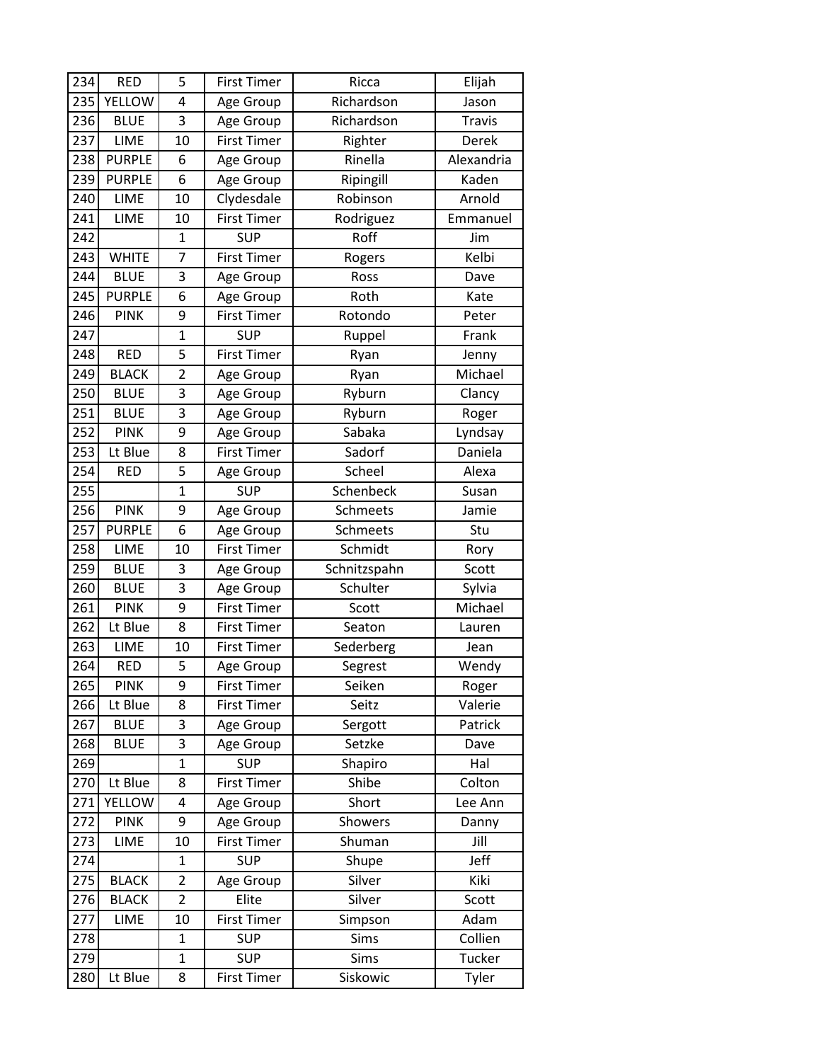| 234 | RED | 5 | First Timer | Ricca | Elijah |
|---|---|---|---|---|---|
| 235 | YELLOW | 4 | Age Group | Richardson | Jason |
| 236 | BLUE | 3 | Age Group | Richardson | Travis |
| 237 | LIME | 10 | First Timer | Righter | Derek |
| 238 | PURPLE | 6 | Age Group | Rinella | Alexandria |
| 239 | PURPLE | 6 | Age Group | Ripingill | Kaden |
| 240 | LIME | 10 | Clydesdale | Robinson | Arnold |
| 241 | LIME | 10 | First Timer | Rodriguez | Emmanuel |
| 242 | | 1 | SUP | Roff | Jim |
| 243 | WHITE | 7 | First Timer | Rogers | Kelbi |
| 244 | BLUE | 3 | Age Group | Ross | Dave |
| 245 | PURPLE | 6 | Age Group | Roth | Kate |
| 246 | PINK | 9 | First Timer | Rotondo | Peter |
| 247 | | 1 | SUP | Ruppel | Frank |
| 248 | RED | 5 | First Timer | Ryan | Jenny |
| 249 | BLACK | 2 | Age Group | Ryan | Michael |
| 250 | BLUE | 3 | Age Group | Ryburn | Clancy |
| 251 | BLUE | 3 | Age Group | Ryburn | Roger |
| 252 | PINK | 9 | Age Group | Sabaka | Lyndsay |
| 253 | Lt Blue | 8 | First Timer | Sadorf | Daniela |
| 254 | RED | 5 | Age Group | Scheel | Alexa |
| 255 | | 1 | SUP | Schenbeck | Susan |
| 256 | PINK | 9 | Age Group | Schmeets | Jamie |
| 257 | PURPLE | 6 | Age Group | Schmeets | Stu |
| 258 | LIME | 10 | First Timer | Schmidt | Rory |
| 259 | BLUE | 3 | Age Group | Schnitzspahn | Scott |
| 260 | BLUE | 3 | Age Group | Schulter | Sylvia |
| 261 | PINK | 9 | First Timer | Scott | Michael |
| 262 | Lt Blue | 8 | First Timer | Seaton | Lauren |
| 263 | LIME | 10 | First Timer | Sederberg | Jean |
| 264 | RED | 5 | Age Group | Segrest | Wendy |
| 265 | PINK | 9 | First Timer | Seiken | Roger |
| 266 | Lt Blue | 8 | First Timer | Seitz | Valerie |
| 267 | BLUE | 3 | Age Group | Sergott | Patrick |
| 268 | BLUE | 3 | Age Group | Setzke | Dave |
| 269 | | 1 | SUP | Shapiro | Hal |
| 270 | Lt Blue | 8 | First Timer | Shibe | Colton |
| 271 | YELLOW | 4 | Age Group | Short | Lee Ann |
| 272 | PINK | 9 | Age Group | Showers | Danny |
| 273 | LIME | 10 | First Timer | Shuman | Jill |
| 274 | | 1 | SUP | Shupe | Jeff |
| 275 | BLACK | 2 | Age Group | Silver | Kiki |
| 276 | BLACK | 2 | Elite | Silver | Scott |
| 277 | LIME | 10 | First Timer | Simpson | Adam |
| 278 | | 1 | SUP | Sims | Collien |
| 279 | | 1 | SUP | Sims | Tucker |
| 280 | Lt Blue | 8 | First Timer | Siskowic | Tyler |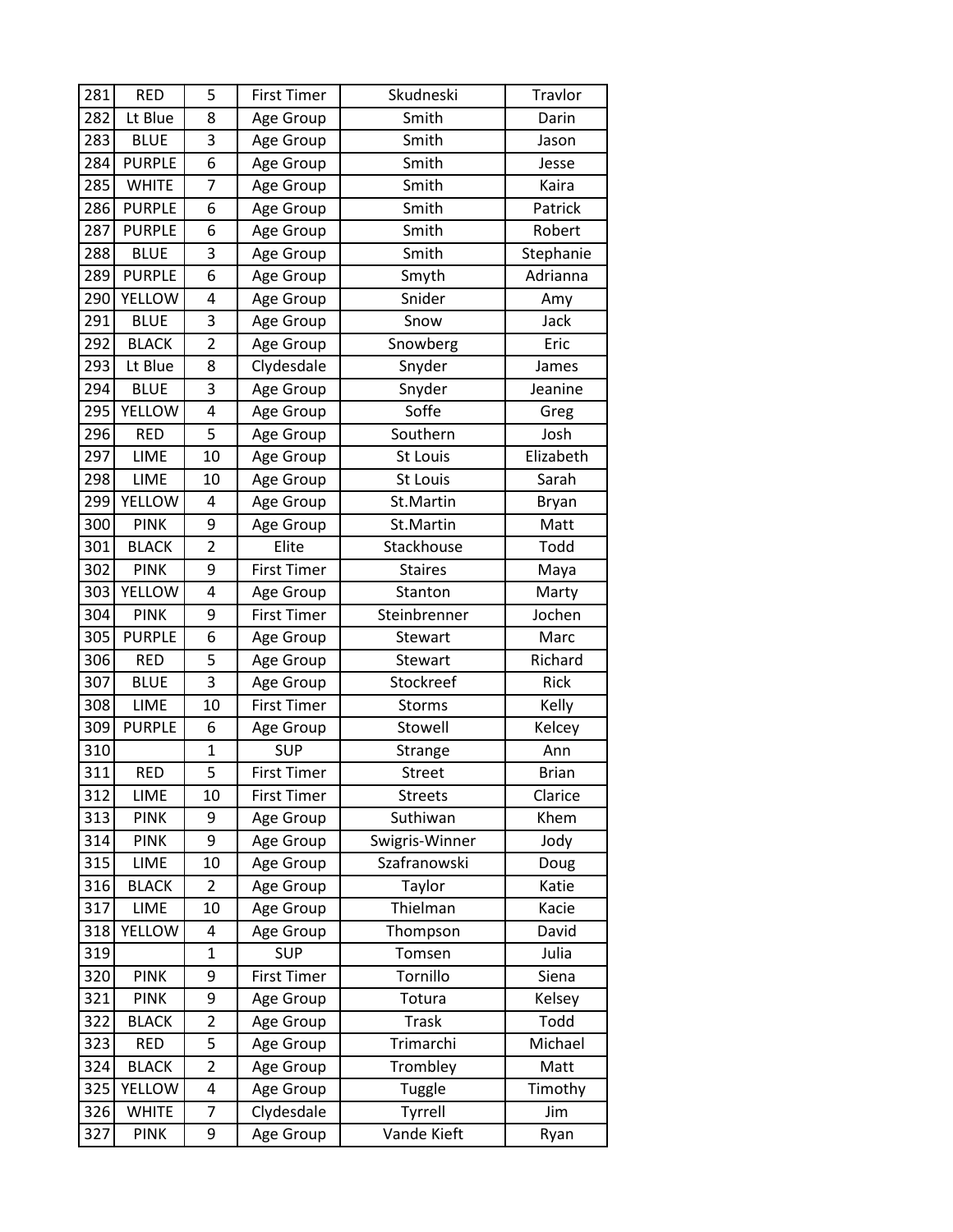| | | | | | |
|---|---|---|---|---|---|
| 281 | RED | 5 | First Timer | Skudneski | Travlor |
| 282 | Lt Blue | 8 | Age Group | Smith | Darin |
| 283 | BLUE | 3 | Age Group | Smith | Jason |
| 284 | PURPLE | 6 | Age Group | Smith | Jesse |
| 285 | WHITE | 7 | Age Group | Smith | Kaira |
| 286 | PURPLE | 6 | Age Group | Smith | Patrick |
| 287 | PURPLE | 6 | Age Group | Smith | Robert |
| 288 | BLUE | 3 | Age Group | Smith | Stephanie |
| 289 | PURPLE | 6 | Age Group | Smyth | Adrianna |
| 290 | YELLOW | 4 | Age Group | Snider | Amy |
| 291 | BLUE | 3 | Age Group | Snow | Jack |
| 292 | BLACK | 2 | Age Group | Snowberg | Eric |
| 293 | Lt Blue | 8 | Clydesdale | Snyder | James |
| 294 | BLUE | 3 | Age Group | Snyder | Jeanine |
| 295 | YELLOW | 4 | Age Group | Soffe | Greg |
| 296 | RED | 5 | Age Group | Southern | Josh |
| 297 | LIME | 10 | Age Group | St Louis | Elizabeth |
| 298 | LIME | 10 | Age Group | St Louis | Sarah |
| 299 | YELLOW | 4 | Age Group | St.Martin | Bryan |
| 300 | PINK | 9 | Age Group | St.Martin | Matt |
| 301 | BLACK | 2 | Elite | Stackhouse | Todd |
| 302 | PINK | 9 | First Timer | Staires | Maya |
| 303 | YELLOW | 4 | Age Group | Stanton | Marty |
| 304 | PINK | 9 | First Timer | Steinbrenner | Jochen |
| 305 | PURPLE | 6 | Age Group | Stewart | Marc |
| 306 | RED | 5 | Age Group | Stewart | Richard |
| 307 | BLUE | 3 | Age Group | Stockreef | Rick |
| 308 | LIME | 10 | First Timer | Storms | Kelly |
| 309 | PURPLE | 6 | Age Group | Stowell | Kelcey |
| 310 | | 1 | SUP | Strange | Ann |
| 311 | RED | 5 | First Timer | Street | Brian |
| 312 | LIME | 10 | First Timer | Streets | Clarice |
| 313 | PINK | 9 | Age Group | Suthiwan | Khem |
| 314 | PINK | 9 | Age Group | Swigris-Winner | Jody |
| 315 | LIME | 10 | Age Group | Szafranowski | Doug |
| 316 | BLACK | 2 | Age Group | Taylor | Katie |
| 317 | LIME | 10 | Age Group | Thielman | Kacie |
| 318 | YELLOW | 4 | Age Group | Thompson | David |
| 319 | | 1 | SUP | Tomsen | Julia |
| 320 | PINK | 9 | First Timer | Tornillo | Siena |
| 321 | PINK | 9 | Age Group | Totura | Kelsey |
| 322 | BLACK | 2 | Age Group | Trask | Todd |
| 323 | RED | 5 | Age Group | Trimarchi | Michael |
| 324 | BLACK | 2 | Age Group | Trombley | Matt |
| 325 | YELLOW | 4 | Age Group | Tuggle | Timothy |
| 326 | WHITE | 7 | Clydesdale | Tyrrell | Jim |
| 327 | PINK | 9 | Age Group | Vande Kieft | Ryan |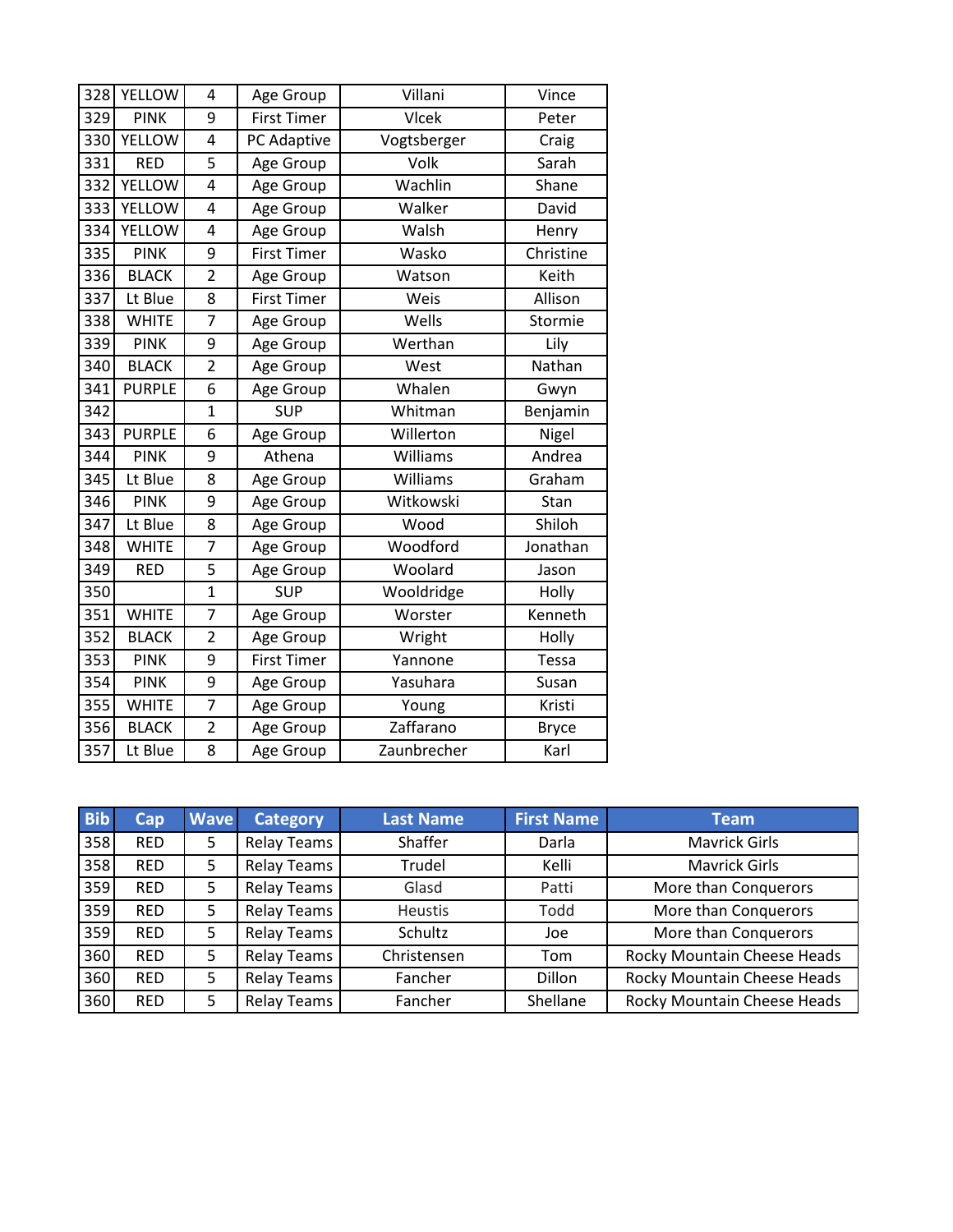| | | | | | |
|---|---|---|---|---|---|
| 328 | YELLOW | 4 | Age Group | Villani | Vince |
| 329 | PINK | 9 | First Timer | Vlcek | Peter |
| 330 | YELLOW | 4 | PC Adaptive | Vogtsberger | Craig |
| 331 | RED | 5 | Age Group | Volk | Sarah |
| 332 | YELLOW | 4 | Age Group | Wachlin | Shane |
| 333 | YELLOW | 4 | Age Group | Walker | David |
| 334 | YELLOW | 4 | Age Group | Walsh | Henry |
| 335 | PINK | 9 | First Timer | Wasko | Christine |
| 336 | BLACK | 2 | Age Group | Watson | Keith |
| 337 | Lt Blue | 8 | First Timer | Weis | Allison |
| 338 | WHITE | 7 | Age Group | Wells | Stormie |
| 339 | PINK | 9 | Age Group | Werthan | Lily |
| 340 | BLACK | 2 | Age Group | West | Nathan |
| 341 | PURPLE | 6 | Age Group | Whalen | Gwyn |
| 342 | | 1 | SUP | Whitman | Benjamin |
| 343 | PURPLE | 6 | Age Group | Willerton | Nigel |
| 344 | PINK | 9 | Athena | Williams | Andrea |
| 345 | Lt Blue | 8 | Age Group | Williams | Graham |
| 346 | PINK | 9 | Age Group | Witkowski | Stan |
| 347 | Lt Blue | 8 | Age Group | Wood | Shiloh |
| 348 | WHITE | 7 | Age Group | Woodford | Jonathan |
| 349 | RED | 5 | Age Group | Woolard | Jason |
| 350 | | 1 | SUP | Wooldridge | Holly |
| 351 | WHITE | 7 | Age Group | Worster | Kenneth |
| 352 | BLACK | 2 | Age Group | Wright | Holly |
| 353 | PINK | 9 | First Timer | Yannone | Tessa |
| 354 | PINK | 9 | Age Group | Yasuhara | Susan |
| 355 | WHITE | 7 | Age Group | Young | Kristi |
| 356 | BLACK | 2 | Age Group | Zaffarano | Bryce |
| 357 | Lt Blue | 8 | Age Group | Zaunbrecher | Karl |

| Bib | Cap | Wave | Category | Last Name | First Name | Team |
|---|---|---|---|---|---|---|
| 358 | RED | 5 | Relay Teams | Shaffer | Darla | Mavrick Girls |
| 358 | RED | 5 | Relay Teams | Trudel | Kelli | Mavrick Girls |
| 359 | RED | 5 | Relay Teams | Glasd | Patti | More than Conquerors |
| 359 | RED | 5 | Relay Teams | Heustis | Todd | More than Conquerors |
| 359 | RED | 5 | Relay Teams | Schultz | Joe | More than Conquerors |
| 360 | RED | 5 | Relay Teams | Christensen | Tom | Rocky Mountain Cheese Heads |
| 360 | RED | 5 | Relay Teams | Fancher | Dillon | Rocky Mountain Cheese Heads |
| 360 | RED | 5 | Relay Teams | Fancher | Shellane | Rocky Mountain Cheese Heads |